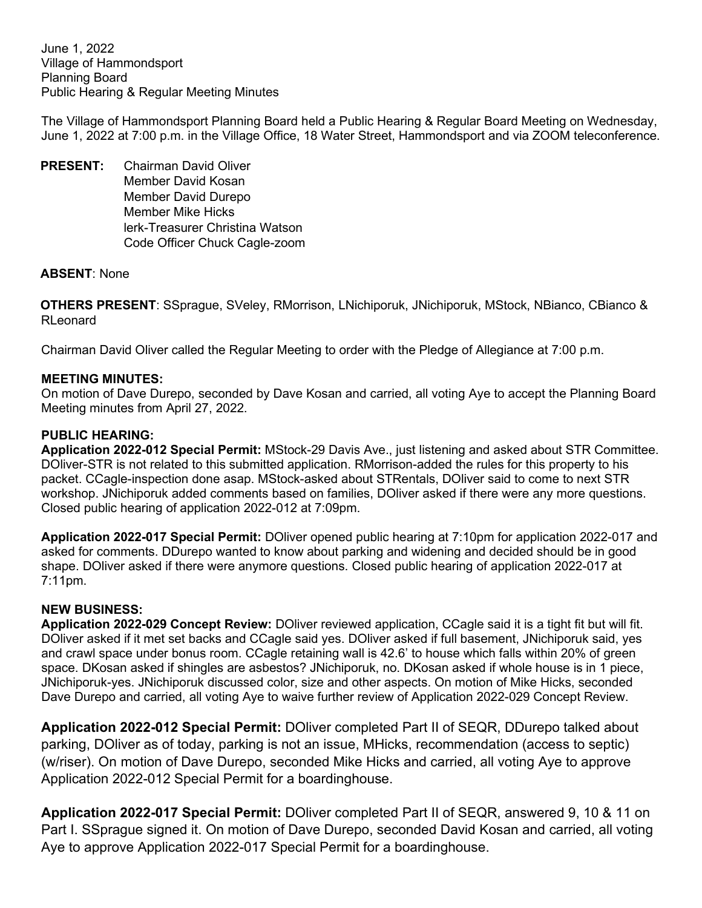June 1, 2022
Village of Hammondsport
Planning Board
Public Hearing & Regular Meeting Minutes

The Village of Hammondsport Planning Board held a Public Hearing & Regular Board Meeting on Wednesday, June 1, 2022 at 7:00 p.m. in the Village Office, 18 Water Street, Hammondsport and via ZOOM teleconference.

**PRESENT:** Chairman David Oliver
Member David Kosan
Member David Durepo
Member Mike Hicks
lerk-Treasurer Christina Watson
Code Officer Chuck Cagle-zoom

**ABSENT**: None

**OTHERS PRESENT**: SSprague, SVeley, RMorrison, LNichiporuk, JNichiporuk, MStock, NBianco, CBianco & RLeonard

Chairman David Oliver called the Regular Meeting to order with the Pledge of Allegiance at 7:00 p.m.

**MEETING MINUTES:**
On motion of Dave Durepo, seconded by Dave Kosan and carried, all voting Aye to accept the Planning Board Meeting minutes from April 27, 2022.

**PUBLIC HEARING:**
**Application 2022-012 Special Permit:** MStock-29 Davis Ave., just listening and asked about STR Committee. DOliver-STR is not related to this submitted application. RMorrison-added the rules for this property to his packet. CCagle-inspection done asap. MStock-asked about STRentals, DOliver said to come to next STR workshop. JNichiporuk added comments based on families, DOliver asked if there were any more questions. Closed public hearing of application 2022-012 at 7:09pm.

**Application 2022-017 Special Permit:** DOliver opened public hearing at 7:10pm for application 2022-017 and asked for comments. DDurepo wanted to know about parking and widening and decided should be in good shape. DOliver asked if there were anymore questions. Closed public hearing of application 2022-017 at 7:11pm.

**NEW BUSINESS:**
**Application 2022-029 Concept Review:** DOliver reviewed application, CCagle said it is a tight fit but will fit. DOliver asked if it met set backs and CCagle said yes. DOliver asked if full basement, JNichiporuk said, yes and crawl space under bonus room. CCagle retaining wall is 42.6' to house which falls within 20% of green space. DKosan asked if shingles are asbestos? JNichiporuk, no. DKosan asked if whole house is in 1 piece, JNichiporuk-yes. JNichiporuk discussed color, size and other aspects. On motion of Mike Hicks, seconded Dave Durepo and carried, all voting Aye to waive further review of Application 2022-029 Concept Review.

**Application 2022-012 Special Permit:** DOliver completed Part II of SEQR, DDurepo talked about parking, DOliver as of today, parking is not an issue, MHicks, recommendation (access to septic) (w/riser). On motion of Dave Durepo, seconded Mike Hicks and carried, all voting Aye to approve Application 2022-012 Special Permit for a boardinghouse.

**Application 2022-017 Special Permit:** DOliver completed Part II of SEQR, answered 9, 10 & 11 on Part I. SSprague signed it. On motion of Dave Durepo, seconded David Kosan and carried, all voting Aye to approve Application 2022-017 Special Permit for a boardinghouse.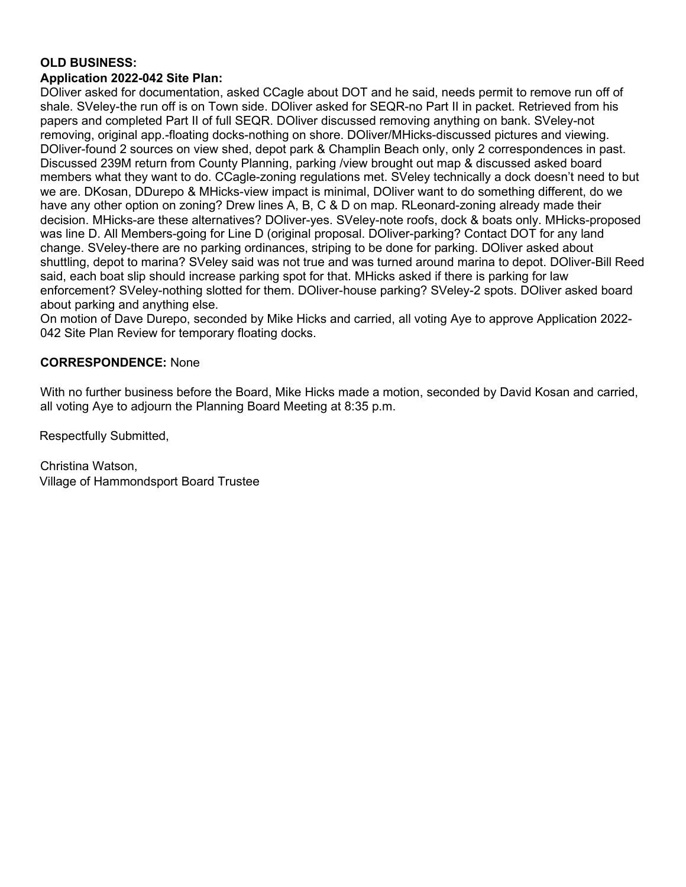**OLD BUSINESS:**

**Application 2022-042 Site Plan:**

DOliver asked for documentation, asked CCagle about DOT and he said, needs permit to remove run off of shale. SVeley-the run off is on Town side. DOliver asked for SEQR-no Part II in packet. Retrieved from his papers and completed Part II of full SEQR. DOliver discussed removing anything on bank. SVeley-not removing, original app.-floating docks-nothing on shore. DOliver/MHicks-discussed pictures and viewing. DOliver-found 2 sources on view shed, depot park & Champlin Beach only, only 2 correspondences in past. Discussed 239M return from County Planning, parking /view brought out map & discussed asked board members what they want to do. CCagle-zoning regulations met. SVeley technically a dock doesn't need to but we are. DKosan, DDurepo & MHicks-view impact is minimal, DOliver want to do something different, do we have any other option on zoning? Drew lines A, B, C & D on map. RLeonard-zoning already made their decision. MHicks-are these alternatives? DOliver-yes. SVeley-note roofs, dock & boats only. MHicks-proposed was line D. All Members-going for Line D (original proposal. DOliver-parking? Contact DOT for any land change. SVeley-there are no parking ordinances, striping to be done for parking. DOliver asked about shuttling, depot to marina? SVeley said was not true and was turned around marina to depot. DOliver-Bill Reed said, each boat slip should increase parking spot for that. MHicks asked if there is parking for law enforcement? SVeley-nothing slotted for them. DOliver-house parking? SVeley-2 spots. DOliver asked board about parking and anything else.

On motion of Dave Durepo, seconded by Mike Hicks and carried, all voting Aye to approve Application 2022-042 Site Plan Review for temporary floating docks.

**CORRESPONDENCE:** None

With no further business before the Board, Mike Hicks made a motion, seconded by David Kosan and carried, all voting Aye to adjourn the Planning Board Meeting at 8:35 p.m.

Respectfully Submitted,

Christina Watson,
Village of Hammondsport Board Trustee